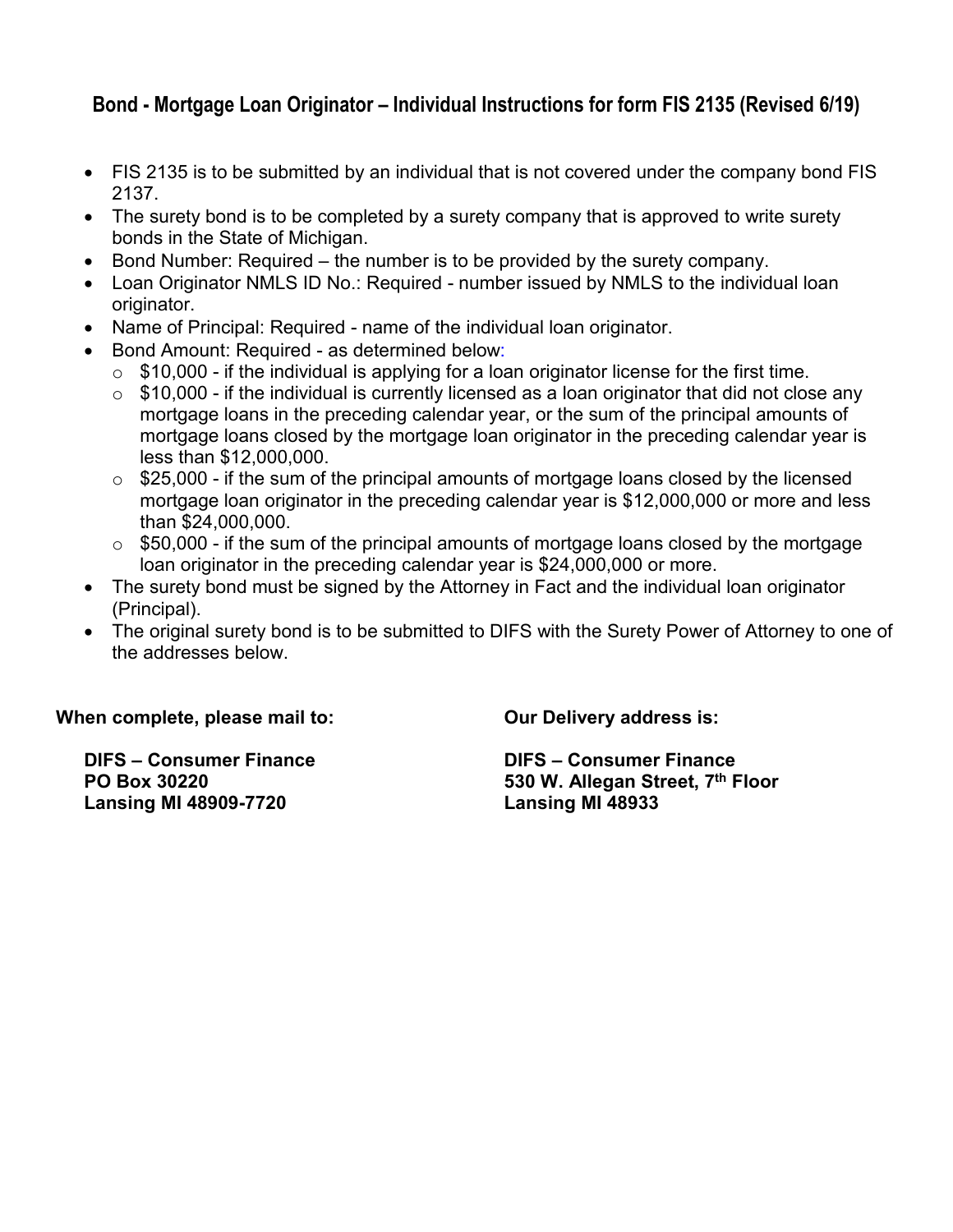## Bond - Mortgage Loan Originator – Individual Instructions for form FIS 2135 (Revised 6/19)

- FIS 2135 is to be submitted by an individual that is not covered under the company bond FIS 2137.
- The surety bond is to be completed by a surety company that is approved to write surety bonds in the State of Michigan.
- Bond Number: Required – the number is to be provided by the surety company.
- Loan Originator NMLS ID No.: Required - number issued by NMLS to the individual loan originator.
- Name of Principal: Required - name of the individual loan originator.
- Bond Amount: Required - as determined below:
  - $10,000 - if the individual is applying for a loan originator license for the first time.
  - $10,000 - if the individual is currently licensed as a loan originator that did not close any mortgage loans in the preceding calendar year, or the sum of the principal amounts of mortgage loans closed by the mortgage loan originator in the preceding calendar year is less than $12,000,000.
  - $25,000 - if the sum of the principal amounts of mortgage loans closed by the licensed mortgage loan originator in the preceding calendar year is $12,000,000 or more and less than $24,000,000.
  - $50,000 - if the sum of the principal amounts of mortgage loans closed by the mortgage loan originator in the preceding calendar year is $24,000,000 or more.
- The surety bond must be signed by the Attorney in Fact and the individual loan originator (Principal).
- The original surety bond is to be submitted to DIFS with the Surety Power of Attorney to one of the addresses below.

**When complete, please mail to:**

**DIFS – Consumer Finance**
**PO Box 30220**
**Lansing MI 48909-7720**

**Our Delivery address is:**

**DIFS – Consumer Finance**
**530 W. Allegan Street, 7th Floor**
**Lansing MI 48933**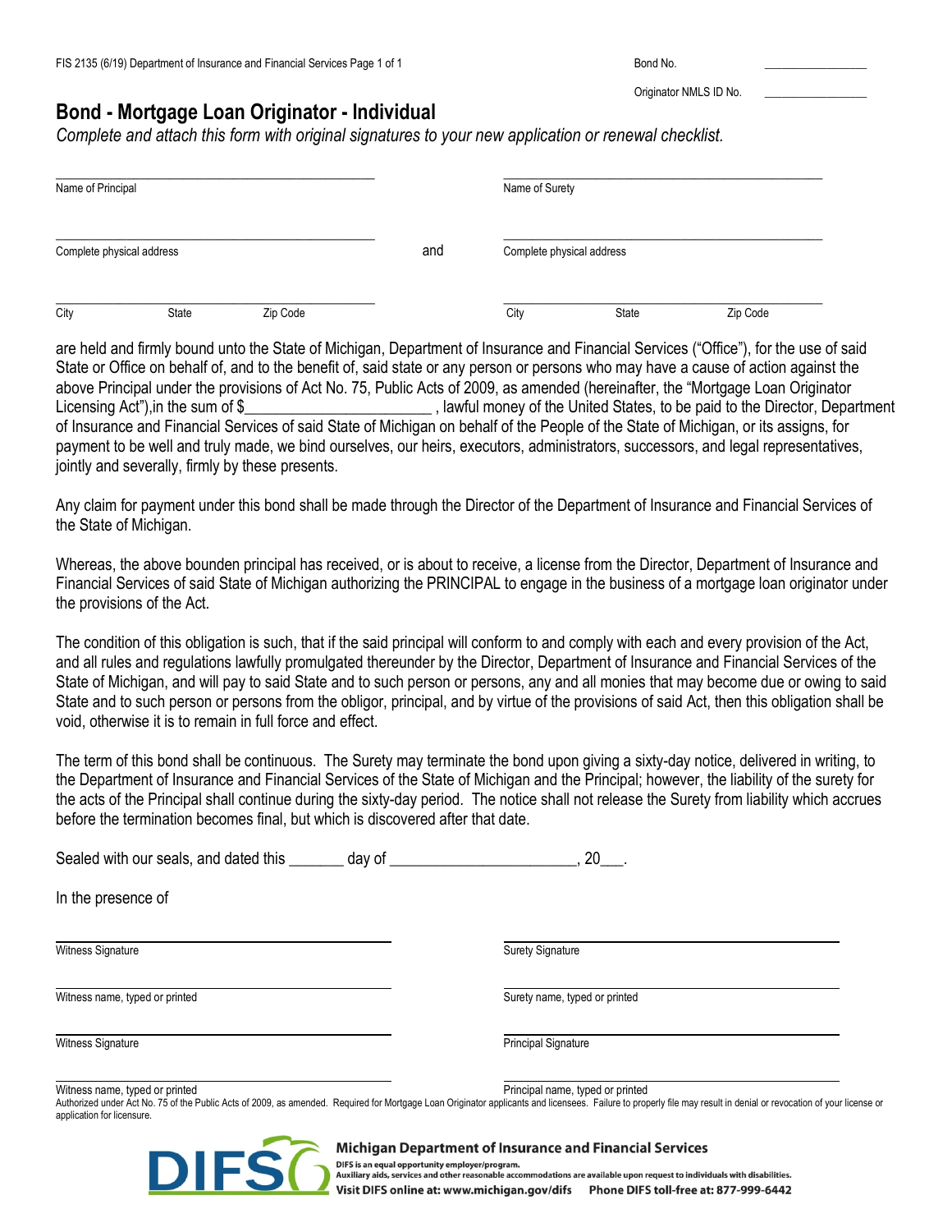Bond No. ________________

Originator NMLS ID No. ________________

# Bond - Mortgage Loan Originator - Individual

*Complete and attach this form with original signatures to your new application or renewal checklist.*

| | | |
|---|---|---|
| Name of Principal | | Name of Surety |
| Complete physical address | and | Complete physical address |
| City State Zip Code | | City State Zip Code |

are held and firmly bound unto the State of Michigan, Department of Insurance and Financial Services ("Office"), for the use of said State or Office on behalf of, and to the benefit of, said state or any person or persons who may have a cause of action against the above Principal under the provisions of Act No. 75, Public Acts of 2009, as amended (hereinafter, the "Mortgage Loan Originator Licensing Act"),in the sum of $______________________ , lawful money of the United States, to be paid to the Director, Department of Insurance and Financial Services of said State of Michigan on behalf of the People of the State of Michigan, or its assigns, for payment to be well and truly made, we bind ourselves, our heirs, executors, administrators, successors, and legal representatives, jointly and severally, firmly by these presents.

Any claim for payment under this bond shall be made through the Director of the Department of Insurance and Financial Services of the State of Michigan.

Whereas, the above bounden principal has received, or is about to receive, a license from the Director, Department of Insurance and Financial Services of said State of Michigan authorizing the PRINCIPAL to engage in the business of a mortgage loan originator under the provisions of the Act.

The condition of this obligation is such, that if the said principal will conform to and comply with each and every provision of the Act, and all rules and regulations lawfully promulgated thereunder by the Director, Department of Insurance and Financial Services of the State of Michigan, and will pay to said State and to such person or persons, any and all monies that may become due or owing to said State and to such person or persons from the obligor, principal, and by virtue of the provisions of said Act, then this obligation shall be void, otherwise it is to remain in full force and effect.

The term of this bond shall be continuous. The Surety may terminate the bond upon giving a sixty-day notice, delivered in writing, to the Department of Insurance and Financial Services of the State of Michigan and the Principal; however, the liability of the surety for the acts of the Principal shall continue during the sixty-day period. The notice shall not release the Surety from liability which accrues before the termination becomes final, but which is discovered after that date.

Sealed with our seals, and dated this _______ day of _______________________, 20___.

In the presence of

| | |
|---|---|
| Witness Signature | Surety Signature |
| Witness name, typed or printed | Surety name, typed or printed |
| Witness Signature | Principal Signature |
| Witness name, typed or printed | Principal name, typed or printed |

Authorized under Act No. 75 of the Public Acts of 2009, as amended. Required for Mortgage Loan Originator applicants and licensees. Failure to properly file may result in denial or revocation of your license or application for licensure.

DIFS

**Michigan Department of Insurance and Financial Services**

DIFS is an equal opportunity employer/program.
Auxiliary aids, services and other reasonable accommodations are available upon request to individuals with disabilities.
Visit DIFS online at: www.michigan.gov/difs Phone DIFS toll-free at: 877-999-6442